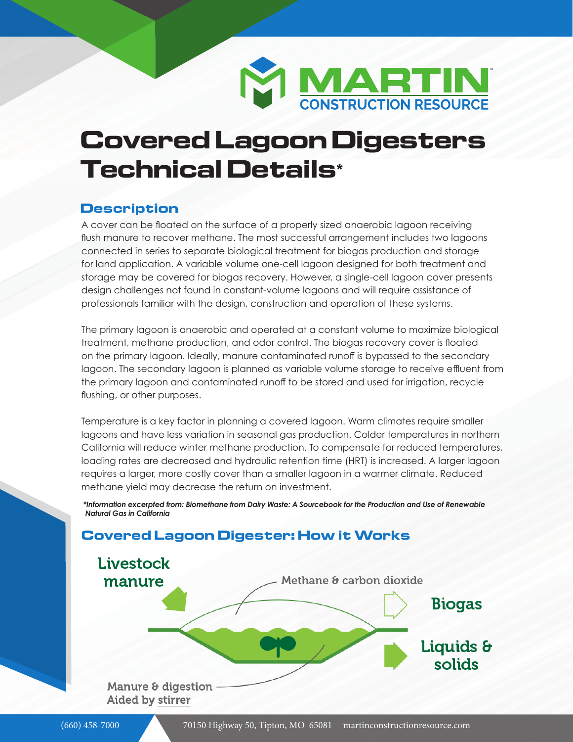# Covered Lagoon Digesters Technical Details*

## Description

A cover can be floated on the surface of a properly sized anaerobic lagoon receiving flush manure to recover methane. The most successful arrangement includes two lagoons connected in series to separate biological treatment for biogas production and storage for land application. A variable volume one-cell lagoon designed for both treatment and storage may be covered for biogas recovery. However, a single-cell lagoon cover presents design challenges not found in constant-volume lagoons and will require assistance of professionals familiar with the design, construction and operation of these systems.

The primary lagoon is anaerobic and operated at a constant volume to maximize biological treatment, methane production, and odor control. The biogas recovery cover is floated on the primary lagoon. Ideally, manure contaminated runoff is bypassed to the secondary lagoon. The secondary lagoon is planned as variable volume storage to receive effluent from the primary lagoon and contaminated runoff to be stored and used for irrigation, recycle flushing, or other purposes.

Temperature is a key factor in planning a covered lagoon. Warm climates require smaller lagoons and have less variation in seasonal gas production. Colder temperatures in northern California will reduce winter methane production. To compensate for reduced temperatures, loading rates are decreased and hydraulic retention time (HRT) is increased. A larger lagoon requires a larger, more costly cover than a smaller lagoon in a warmer climate. Reduced methane yield may decrease the return on investment.

***Information excerpted from: Biomethane from Dairy Waste: A Sourcebook for the Production and Use of Renewable Natural Gas in California***

## Covered Lagoon Digester: How it Works

Livestock manure

Methane & carbon dioxide

Biogas

Liquids & solids

Manure & digestion
Aided by stirrer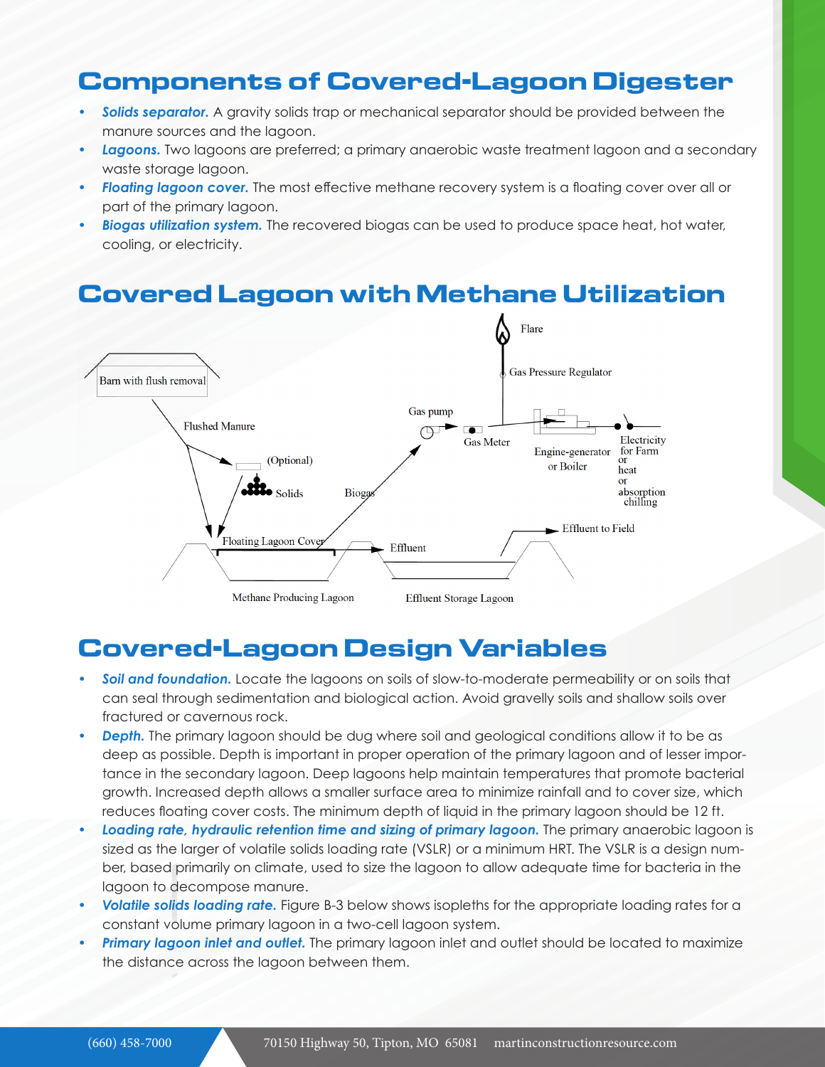## Components of Covered-Lagoon Digester

- ***Solids separator.*** A gravity solids trap or mechanical separator should be provided between the manure sources and the lagoon.
- ***Lagoons.*** Two lagoons are preferred; a primary anaerobic waste treatment lagoon and a secondary waste storage lagoon.
- ***Floating lagoon cover.*** The most effective methane recovery system is a floating cover over all or part of the primary lagoon.
- ***Biogas utilization system.*** The recovered biogas can be used to produce space heat, hot water, cooling, or electricity.

## Covered Lagoon with Methane Utilization

Flare
Gas Pressure Regulator
Barn with flush removal
Gas pump
Flushed Manure
Gas Meter
Engine-generator or Boiler
Electricity for Farm or heat or absorption chilling
(Optional)
Solids
Biogas
Effluent to Field
Floating Lagoon Cover
Effluent
Methane Producing Lagoon
Effluent Storage Lagoon

## Covered-Lagoon Design Variables

- ***Soil and foundation.*** Locate the lagoons on soils of slow-to-moderate permeability or on soils that can seal through sedimentation and biological action. Avoid gravelly soils and shallow soils over fractured or cavernous rock.
- ***Depth.*** The primary lagoon should be dug where soil and geological conditions allow it to be as deep as possible. Depth is important in proper operation of the primary lagoon and of lesser importance in the secondary lagoon. Deep lagoons help maintain temperatures that promote bacterial growth. Increased depth allows a smaller surface area to minimize rainfall and to cover size, which reduces floating cover costs. The minimum depth of liquid in the primary lagoon should be 12 ft.
- ***Loading rate, hydraulic retention time and sizing of primary lagoon.*** The primary anaerobic lagoon is sized as the larger of volatile solids loading rate (VSLR) or a minimum HRT. The VSLR is a design number, based primarily on climate, used to size the lagoon to allow adequate time for bacteria in the lagoon to decompose manure.
- ***Volatile solids loading rate.*** Figure B-3 below shows isopleths for the appropriate loading rates for a constant volume primary lagoon in a two-cell lagoon system.
- ***Primary lagoon inlet and outlet.*** The primary lagoon inlet and outlet should be located to maximize the distance across the lagoon between them.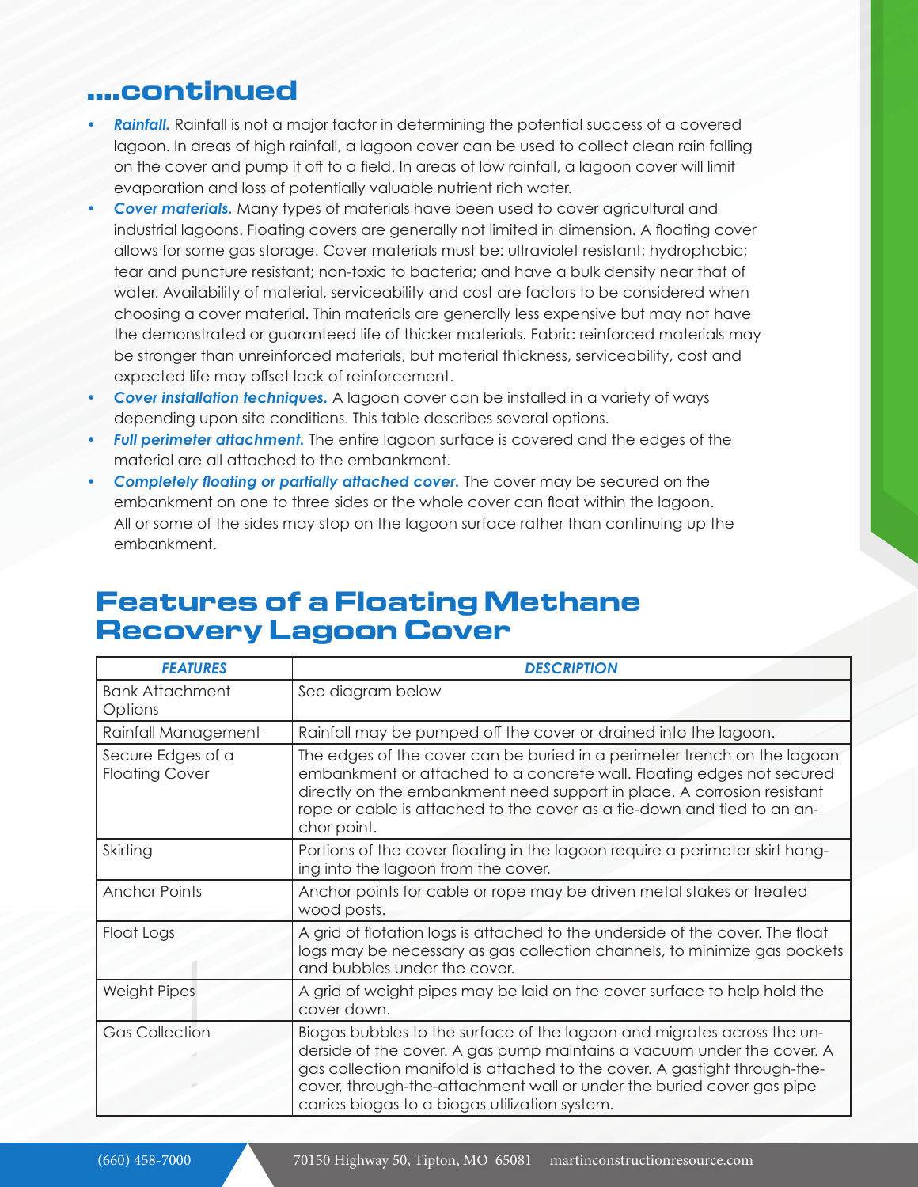## ....continued

- ***Rainfall.*** Rainfall is not a major factor in determining the potential success of a covered lagoon. In areas of high rainfall, a lagoon cover can be used to collect clean rain falling on the cover and pump it off to a field. In areas of low rainfall, a lagoon cover will limit evaporation and loss of potentially valuable nutrient rich water.
- ***Cover materials.*** Many types of materials have been used to cover agricultural and industrial lagoons. Floating covers are generally not limited in dimension. A floating cover allows for some gas storage. Cover materials must be: ultraviolet resistant; hydrophobic; tear and puncture resistant; non-toxic to bacteria; and have a bulk density near that of water. Availability of material, serviceability and cost are factors to be considered when choosing a cover material. Thin materials are generally less expensive but may not have the demonstrated or guaranteed life of thicker materials. Fabric reinforced materials may be stronger than unreinforced materials, but material thickness, serviceability, cost and expected life may offset lack of reinforcement.
- ***Cover installation techniques.*** A lagoon cover can be installed in a variety of ways depending upon site conditions. This table describes several options.
- ***Full perimeter attachment.*** The entire lagoon surface is covered and the edges of the material are all attached to the embankment.
- ***Completely floating or partially attached cover.*** The cover may be secured on the embankment on one to three sides or the whole cover can float within the lagoon. All or some of the sides may stop on the lagoon surface rather than continuing up the embankment.

## Features of a Floating Methane Recovery Lagoon Cover

| *FEATURES* | *DESCRIPTION* |
| --- | --- |
| Bank Attachment Options | See diagram below |
| Rainfall Management | Rainfall may be pumped off the cover or drained into the lagoon. |
| Secure Edges of a Floating Cover | The edges of the cover can be buried in a perimeter trench on the lagoon embankment or attached to a concrete wall. Floating edges not secured directly on the embankment need support in place. A corrosion resistant rope or cable is attached to the cover as a tie-down and tied to an anchor point. |
| Skirting | Portions of the cover floating in the lagoon require a perimeter skirt hanging into the lagoon from the cover. |
| Anchor Points | Anchor points for cable or rope may be driven metal stakes or treated wood posts. |
| Float Logs | A grid of flotation logs is attached to the underside of the cover. The float logs may be necessary as gas collection channels, to minimize gas pockets and bubbles under the cover. |
| Weight Pipes | A grid of weight pipes may be laid on the cover surface to help hold the cover down. |
| Gas Collection | Biogas bubbles to the surface of the lagoon and migrates across the underside of the cover. A gas pump maintains a vacuum under the cover. A gas collection manifold is attached to the cover. A gastight through-the-cover, through-the-attachment wall or under the buried cover gas pipe carries biogas to a biogas utilization system. |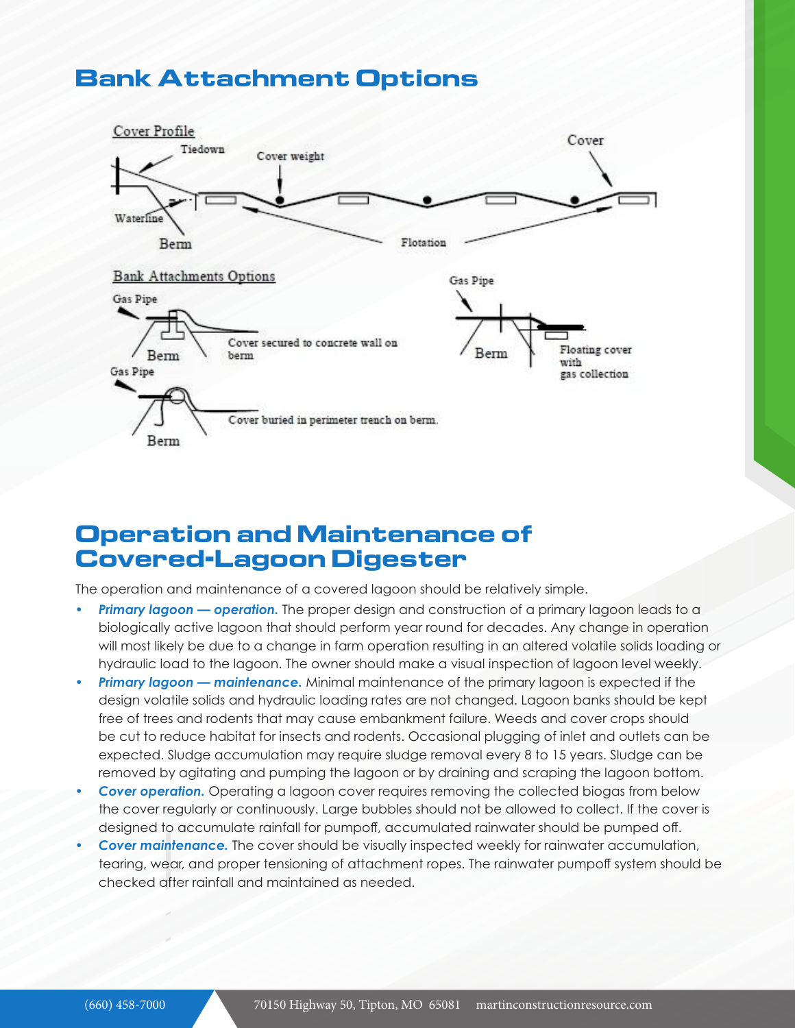# Bank Attachment Options

Cover Profile

Tiedown

Cover weight

Cover

Waterline

Berm

Flotation

Bank Attachments Options

Gas Pipe

Berm

Cover secured to concrete wall on berm

Gas Pipe

Berm

Cover buried in perimeter trench on berm.

Gas Pipe

Berm

Floating cover with gas collection

# Operation and Maintenance of Covered-Lagoon Digester

The operation and maintenance of a covered lagoon should be relatively simple.

- ***Primary lagoon — operation.*** The proper design and construction of a primary lagoon leads to a biologically active lagoon that should perform year round for decades. Any change in operation will most likely be due to a change in farm operation resulting in an altered volatile solids loading or hydraulic load to the lagoon. The owner should make a visual inspection of lagoon level weekly.
- ***Primary lagoon — maintenance.*** Minimal maintenance of the primary lagoon is expected if the design volatile solids and hydraulic loading rates are not changed. Lagoon banks should be kept free of trees and rodents that may cause embankment failure. Weeds and cover crops should be cut to reduce habitat for insects and rodents. Occasional plugging of inlet and outlets can be expected. Sludge accumulation may require sludge removal every 8 to 15 years. Sludge can be removed by agitating and pumping the lagoon or by draining and scraping the lagoon bottom.
- ***Cover operation.*** Operating a lagoon cover requires removing the collected biogas from below the cover regularly or continuously. Large bubbles should not be allowed to collect. If the cover is designed to accumulate rainfall for pumpoff, accumulated rainwater should be pumped off.
- ***Cover maintenance.*** The cover should be visually inspected weekly for rainwater accumulation, tearing, wear, and proper tensioning of attachment ropes. The rainwater pumpoff system should be checked after rainfall and maintained as needed.